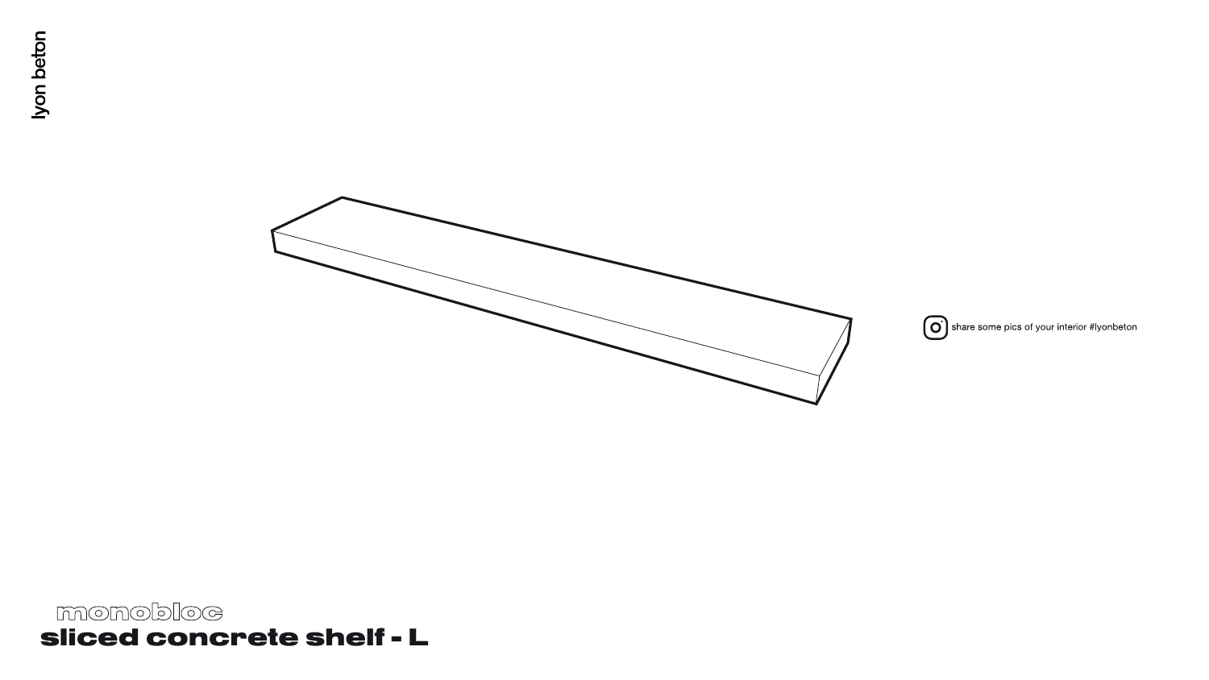lyon beton

share some pics of your interior #lyonbeton

monobloc

# sliced concrete shelf - L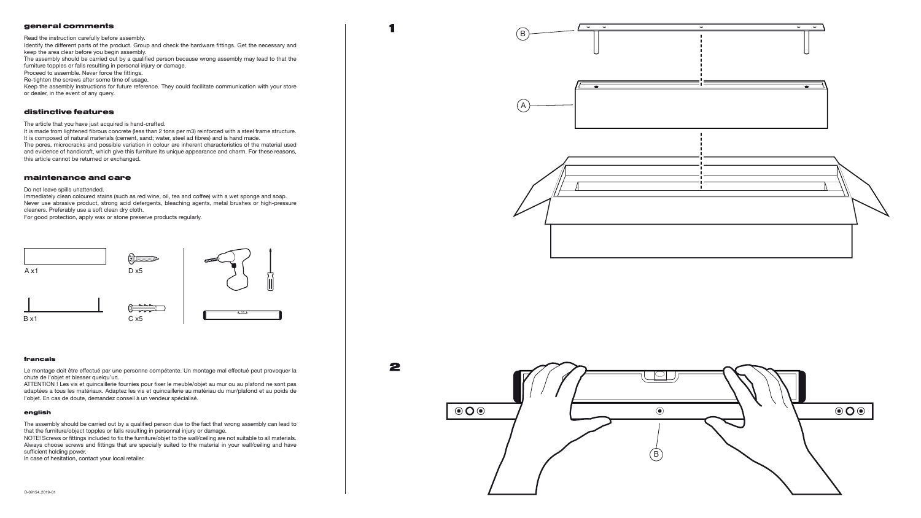## general comments

Read the instruction carefully before assembly.

Identify the different parts of the product. Group and check the hardware fittings. Get the necessary and keep the area clear before you begin assembly.

The assembly should be carried out by a qualified person because wrong assembly may lead to that the furniture topples or falls resulting in personal injury or damage.

Proceed to assemble. Never force the fittings.

Re-tighten the screws after some time of usage.

Keep the assembly instructions for future reference. They could facilitate communication with your store or dealer, in the event of any query.

## distinctive features

The article that you have just acquired is hand-crafted.

It is made from lightened fibrous concrete (less than 2 tons per m3) reinforced with a steel frame structure.

It is composed of natural materials (cement, sand; water, steel ad fibres) and is hand made.

The pores, microcracks and possible variation in colour are inherent characteristics of the material used and evidence of handicraft, which give this furniture its unique appearance and charm. For these reasons, this article cannot be returned or exchanged.

## maintenance and care

Do not leave spills unattended.

Immediately clean coloured stains (such as red wine, oil, tea and coffee) with a wet sponge and soap.

Never use abrasive product, strong acid detergents, bleaching agents, metal brushes or high-pressure cleaners. Preferably use a soft clean dry cloth.

For good protection, apply wax or stone preserve products regularly.

A x1

D x5

B x1

C x5

### francais

Le montage doit être effectué par une personne compétente. Un montage mal effectué peut provoquer la chute de l'objet et blesser quelqu'un.

ATTENTION ! Les vis et quincaillerie fournies pour fixer le meuble/objet au mur ou au plafond ne sont pas adaptées a tous les matériaux. Adaptez les vis et quincaillerie au matériau du mur/plafond et au poids de l'objet. En cas de doute, demandez conseil à un vendeur spécialisé.

### english

The assembly should be carried out by a qualified person due to the fact that wrong assembly can lead to that the furniture/object topples or falls resulting in personnal injury or damage.

NOTE! Screws or fittings included to fix the furniture/objet to the wall/ceiling are not suitable to all materials. Always choose screws and fittings that are specially suited to the material in your wall/ceiling and have sufficient holding power.

In case of hesitation, contact your local retailer.

D-09154_2019-01

1

B

A

2

B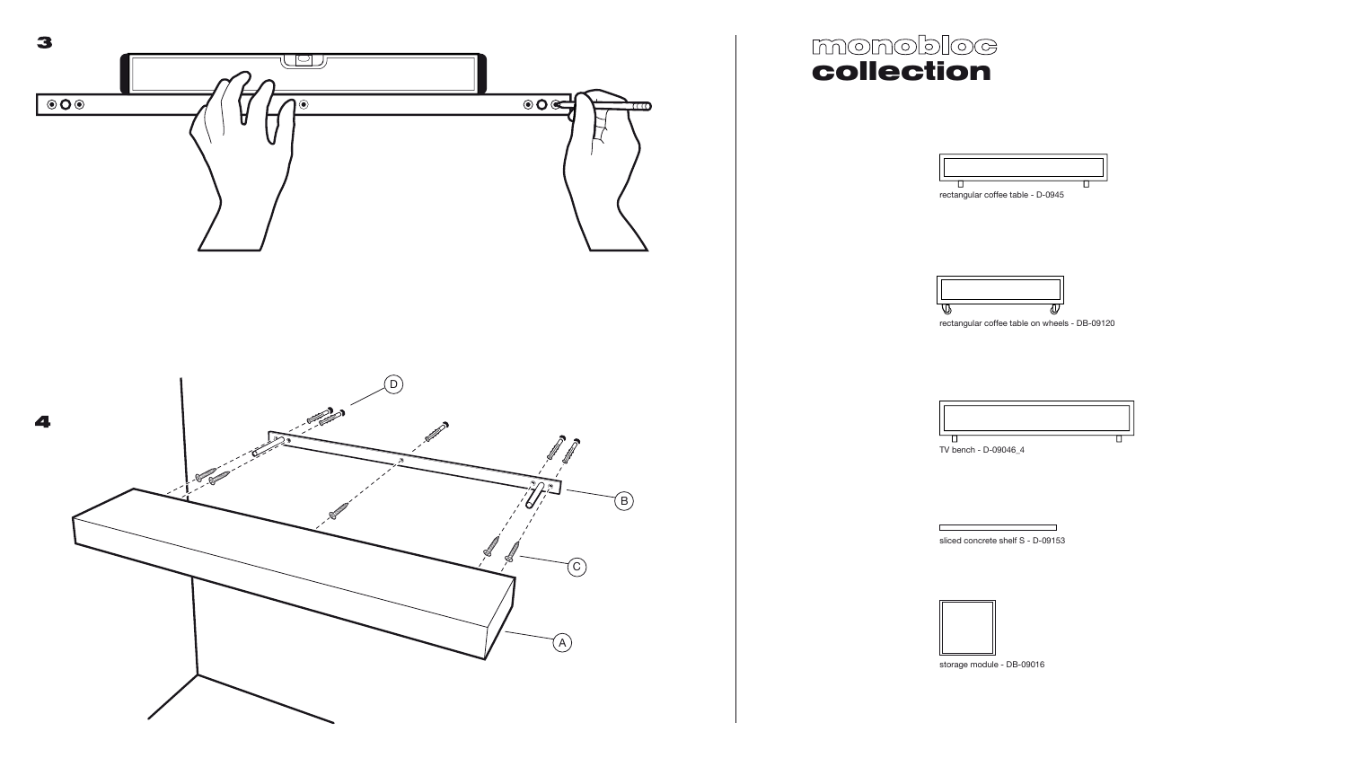3

4

D

B

C

A

# monobloc collection

rectangular coffee table - D-0945

rectangular coffee table on wheels - DB-09120

TV bench - D-09046_4

sliced concrete shelf S - D-09153

storage module - DB-09016